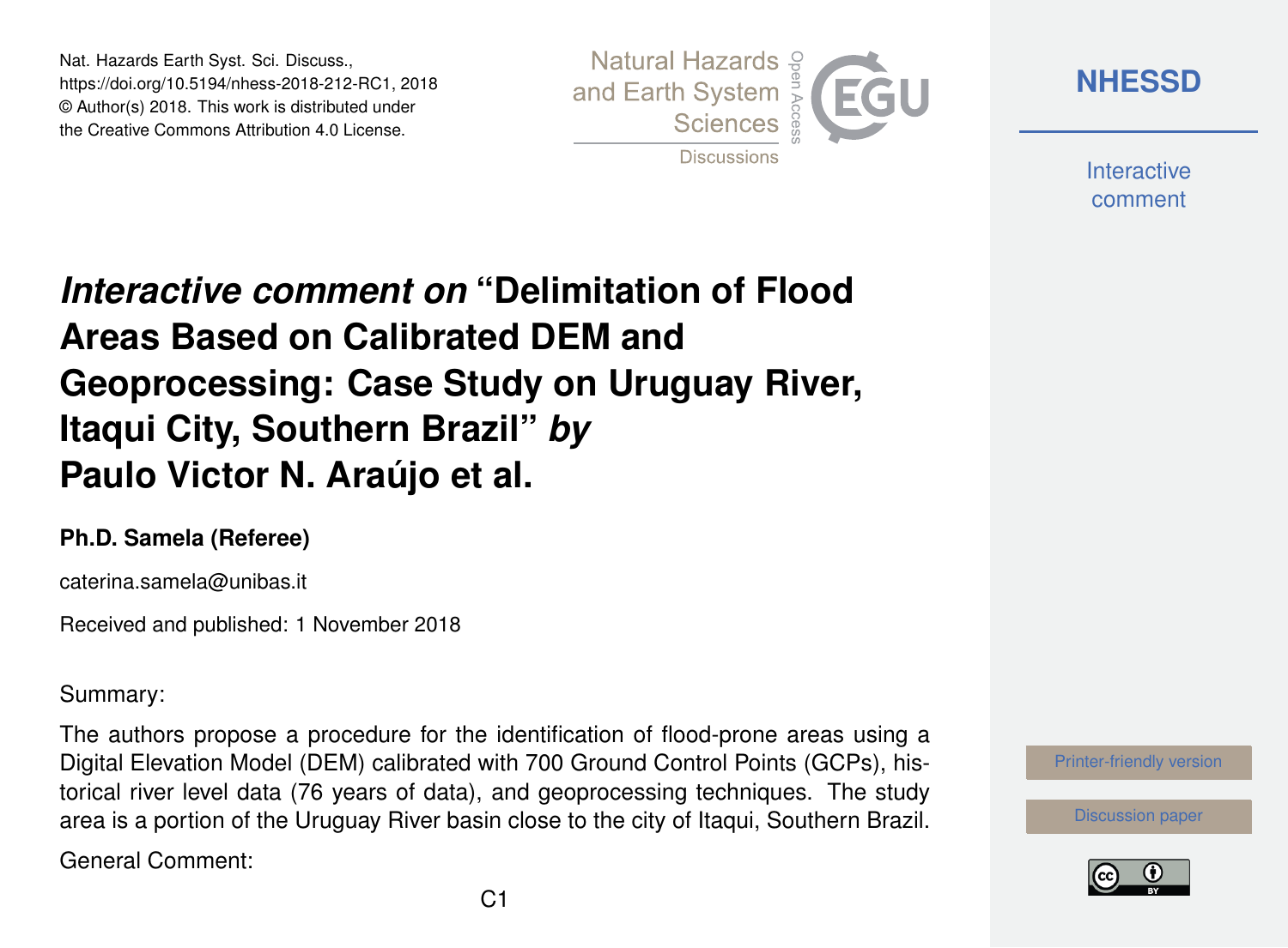Nat. Hazards Earth Syst. Sci. Discuss.,
https://doi.org/10.5194/nhess-2018-212-RC1, 2018
© Author(s) 2018. This work is distributed under
the Creative Commons Attribution 4.0 License.

# *Interactive comment on* "Delimitation of Flood Areas Based on Calibrated DEM and Geoprocessing: Case Study on Uruguay River, Itaqui City, Southern Brazil" *by* Paulo Victor N. Araújo et al.

**Ph.D. Samela (Referee)**

caterina.samela@unibas.it

Received and published: 1 November 2018

Summary:

The authors propose a procedure for the identification of flood-prone areas using a Digital Elevation Model (DEM) calibrated with 700 Ground Control Points (GCPs), historical river level data (76 years of data), and geoprocessing techniques. The study area is a portion of the Uruguay River basin close to the city of Itaqui, Southern Brazil.

General Comment: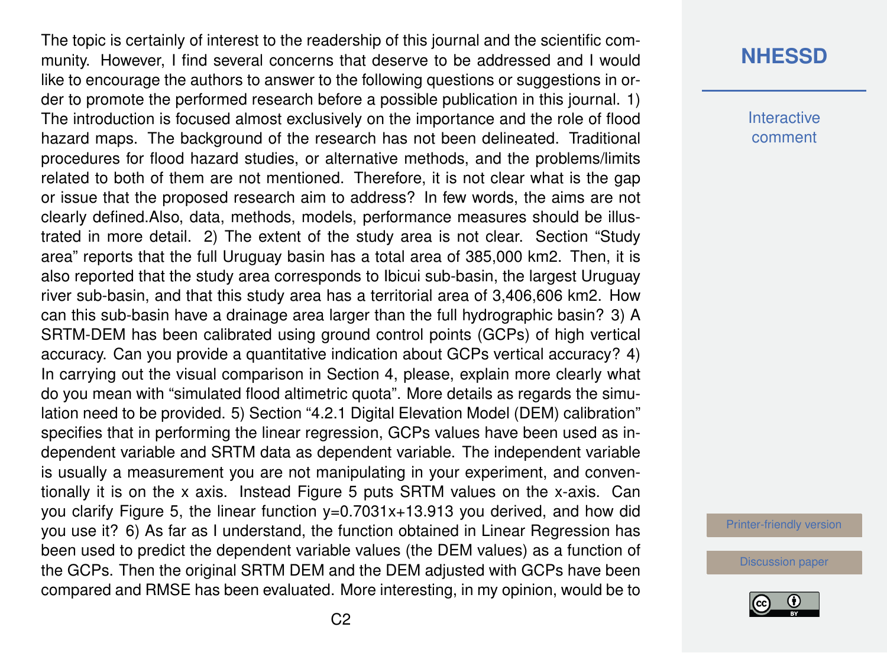The topic is certainly of interest to the readership of this journal and the scientific community. However, I find several concerns that deserve to be addressed and I would like to encourage the authors to answer to the following questions or suggestions in order to promote the performed research before a possible publication in this journal. 1) The introduction is focused almost exclusively on the importance and the role of flood hazard maps. The background of the research has not been delineated. Traditional procedures for flood hazard studies, or alternative methods, and the problems/limits related to both of them are not mentioned. Therefore, it is not clear what is the gap or issue that the proposed research aim to address? In few words, the aims are not clearly defined.Also, data, methods, models, performance measures should be illustrated in more detail. 2) The extent of the study area is not clear. Section "Study area" reports that the full Uruguay basin has a total area of 385,000 km2. Then, it is also reported that the study area corresponds to Ibicui sub-basin, the largest Uruguay river sub-basin, and that this study area has a territorial area of 3,406,606 km2. How can this sub-basin have a drainage area larger than the full hydrographic basin? 3) A SRTM-DEM has been calibrated using ground control points (GCPs) of high vertical accuracy. Can you provide a quantitative indication about GCPs vertical accuracy? 4) In carrying out the visual comparison in Section 4, please, explain more clearly what do you mean with "simulated flood altimetric quota". More details as regards the simulation need to be provided. 5) Section "4.2.1 Digital Elevation Model (DEM) calibration" specifies that in performing the linear regression, GCPs values have been used as independent variable and SRTM data as dependent variable. The independent variable is usually a measurement you are not manipulating in your experiment, and conventionally it is on the x axis. Instead Figure 5 puts SRTM values on the x-axis. Can you clarify Figure 5, the linear function $y=0.7031x+13.913$ you derived, and how did you use it? 6) As far as I understand, the function obtained in Linear Regression has been used to predict the dependent variable values (the DEM values) as a function of the GCPs. Then the original SRTM DEM and the DEM adjusted with GCPs have been compared and RMSE has been evaluated. More interesting, in my opinion, would be to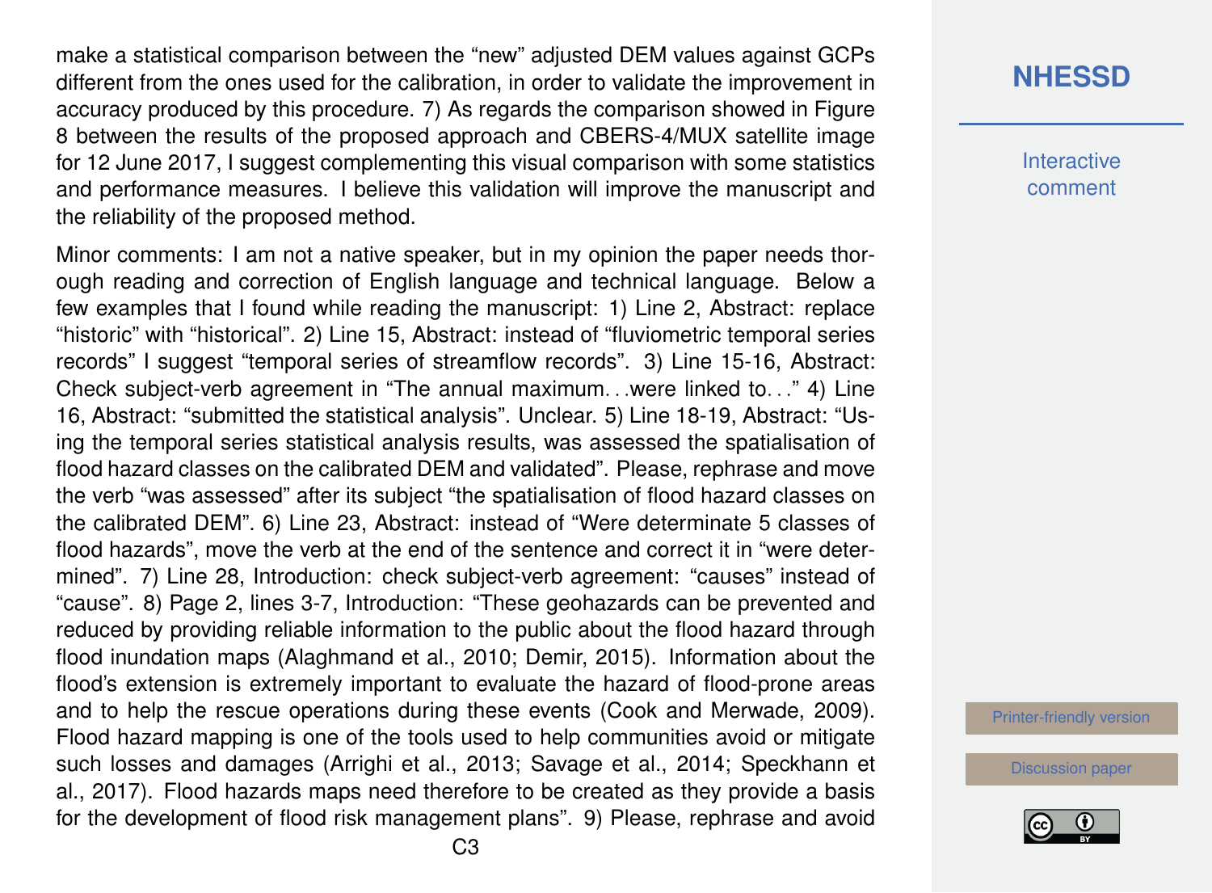make a statistical comparison between the "new" adjusted DEM values against GCPs different from the ones used for the calibration, in order to validate the improvement in accuracy produced by this procedure. 7) As regards the comparison showed in Figure 8 between the results of the proposed approach and CBERS-4/MUX satellite image for 12 June 2017, I suggest complementing this visual comparison with some statistics and performance measures. I believe this validation will improve the manuscript and the reliability of the proposed method.

Minor comments: I am not a native speaker, but in my opinion the paper needs thorough reading and correction of English language and technical language. Below a few examples that I found while reading the manuscript: 1) Line 2, Abstract: replace "historic" with "historical". 2) Line 15, Abstract: instead of "fluviometric temporal series records" I suggest "temporal series of streamflow records". 3) Line 15-16, Abstract: Check subject-verb agreement in "The annual maximum…were linked to…" 4) Line 16, Abstract: "submitted the statistical analysis". Unclear. 5) Line 18-19, Abstract: "Using the temporal series statistical analysis results, was assessed the spatialisation of flood hazard classes on the calibrated DEM and validated". Please, rephrase and move the verb "was assessed" after its subject "the spatialisation of flood hazard classes on the calibrated DEM". 6) Line 23, Abstract: instead of "Were determinate 5 classes of flood hazards", move the verb at the end of the sentence and correct it in "were determined". 7) Line 28, Introduction: check subject-verb agreement: "causes" instead of "cause". 8) Page 2, lines 3-7, Introduction: "These geohazards can be prevented and reduced by providing reliable information to the public about the flood hazard through flood inundation maps (Alaghmand et al., 2010; Demir, 2015). Information about the flood's extension is extremely important to evaluate the hazard of flood-prone areas and to help the rescue operations during these events (Cook and Merwade, 2009). Flood hazard mapping is one of the tools used to help communities avoid or mitigate such losses and damages (Arrighi et al., 2013; Savage et al., 2014; Speckhann et al., 2017). Flood hazards maps need therefore to be created as they provide a basis for the development of flood risk management plans". 9) Please, rephrase and avoid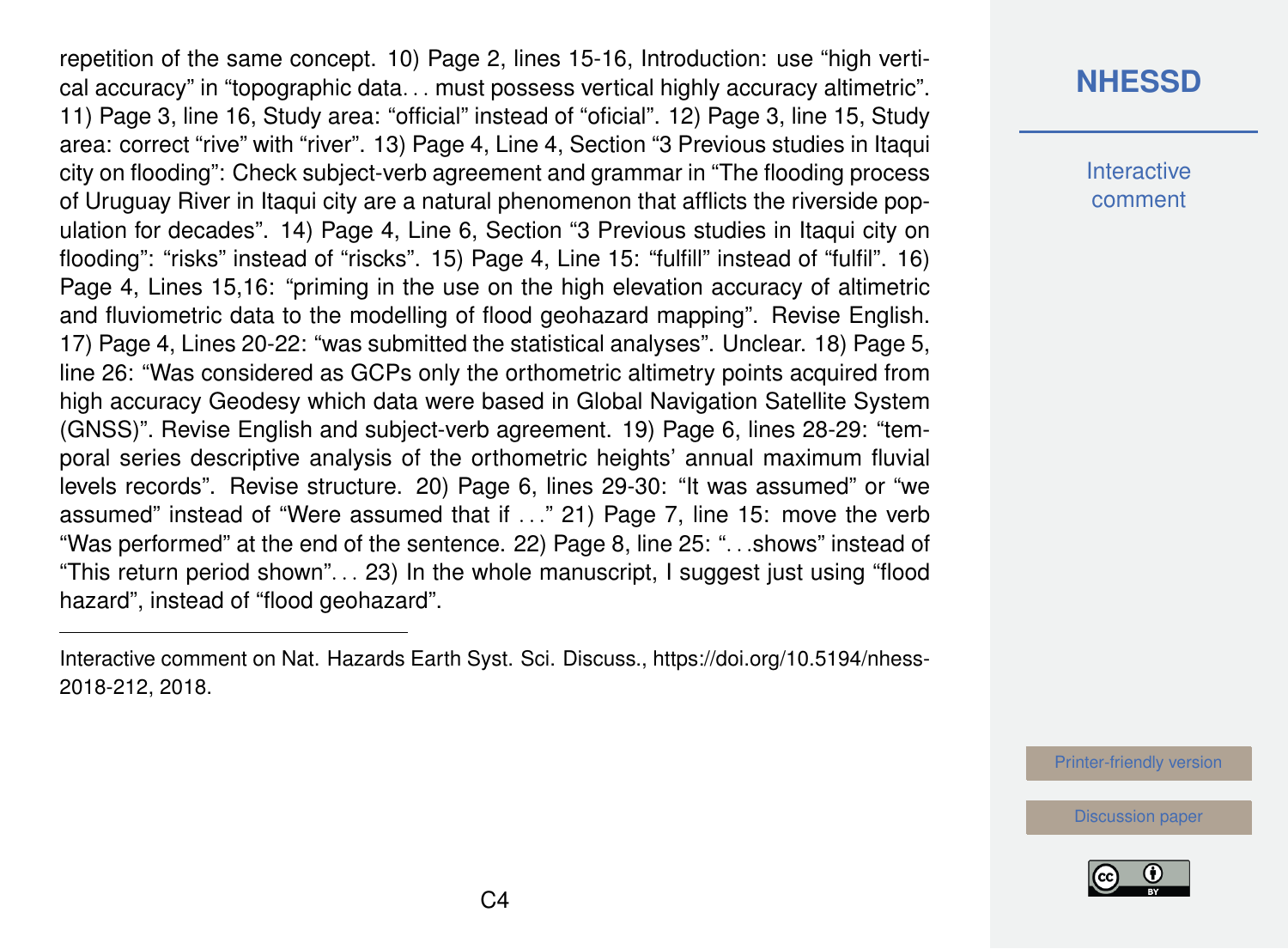repetition of the same concept. 10) Page 2, lines 15-16, Introduction: use "high vertical accuracy" in "topographic data… must possess vertical highly accuracy altimetric". 11) Page 3, line 16, Study area: "official" instead of "oficial". 12) Page 3, line 15, Study area: correct "rive" with "river". 13) Page 4, Line 4, Section "3 Previous studies in Itaqui city on flooding": Check subject-verb agreement and grammar in "The flooding process of Uruguay River in Itaqui city are a natural phenomenon that afflicts the riverside population for decades". 14) Page 4, Line 6, Section "3 Previous studies in Itaqui city on flooding": "risks" instead of "riscks". 15) Page 4, Line 15: "fulfill" instead of "fulfil". 16) Page 4, Lines 15,16: "priming in the use on the high elevation accuracy of altimetric and fluviometric data to the modelling of flood geohazard mapping". Revise English. 17) Page 4, Lines 20-22: "was submitted the statistical analyses". Unclear. 18) Page 5, line 26: "Was considered as GCPs only the orthometric altimetry points acquired from high accuracy Geodesy which data were based in Global Navigation Satellite System (GNSS)". Revise English and subject-verb agreement. 19) Page 6, lines 28-29: "temporal series descriptive analysis of the orthometric heights' annual maximum fluvial levels records". Revise structure. 20) Page 6, lines 29-30: "It was assumed" or "we assumed" instead of "Were assumed that if …" 21) Page 7, line 15: move the verb "Was performed" at the end of the sentence. 22) Page 8, line 25: "…shows" instead of "This return period shown"… 23) In the whole manuscript, I suggest just using "flood hazard", instead of "flood geohazard".

---

Interactive comment on Nat. Hazards Earth Syst. Sci. Discuss., https://doi.org/10.5194/nhess-2018-212, 2018.